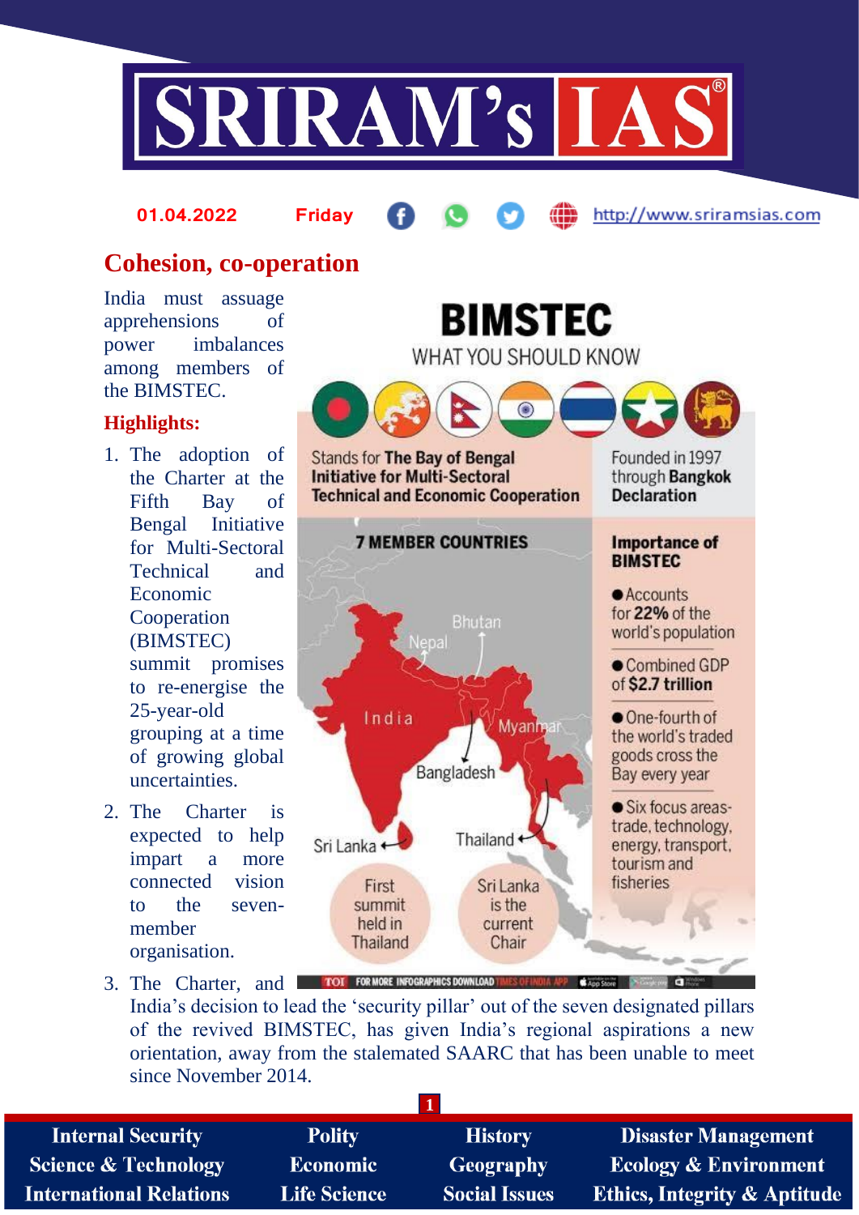01.04.2022 Friday http://www.sriramsias.com

# Cohesion, co-operation

India must assuage apprehensions of power imbalances among members of the BIMSTEC.

## Highlights:

1. The adoption of the Charter at the Fifth Bay of Bengal Initiative for Multi-Sectoral Technical and Economic Cooperation (BIMSTEC) summit promises to re-energise the 25-year-old grouping at a time of growing global uncertainties.
2. The Charter is expected to help impart a more connected vision to the seven-member organisation.
3. The Charter, and India's decision to lead the 'security pillar' out of the seven designated pillars of the revived BIMSTEC, has given India's regional aspirations a new orientation, away from the stalemated SAARC that has been unable to meet since November 2014.

**BIMSTEC**

WHAT YOU SHOULD KNOW

Stands for **The Bay of Bengal Initiative for Multi-Sectoral Technical and Economic Cooperation**

Founded in 1997 through **Bangkok Declaration**

**7 MEMBER COUNTRIES**

India, Nepal, Bhutan, Myanmar, Bangladesh, Sri Lanka, Thailand

First summit held in Thailand

Sri Lanka is the current Chair

**Importance of BIMSTEC**

- Accounts for **22%** of the world's population
- Combined GDP of **$2.7 trillion**
- One-fourth of the world's traded goods cross the Bay every year
- Six focus areas- trade, technology, energy, transport, tourism and fisheries

TOI FOR MORE INFOGRAPHICS DOWNLOAD TIMES OF INDIA APP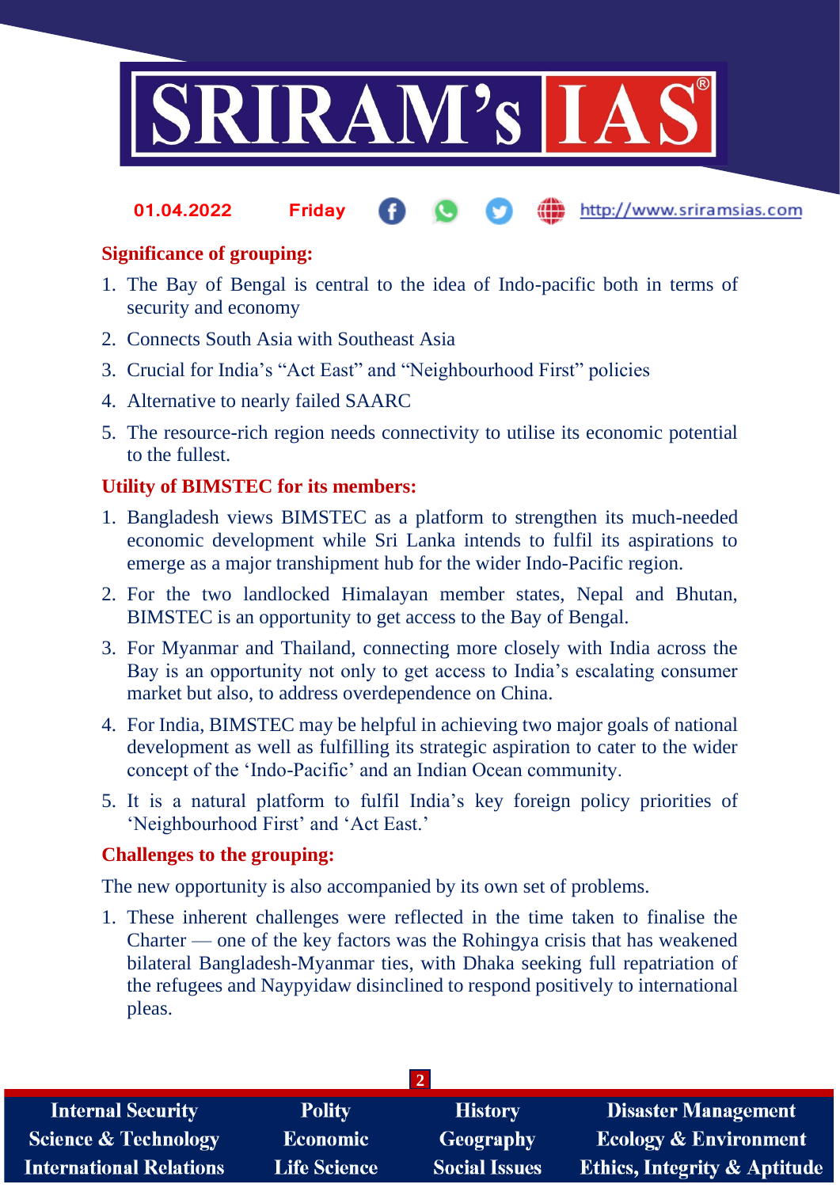**Significance of grouping:**

1. The Bay of Bengal is central to the idea of Indo-pacific both in terms of security and economy
2. Connects South Asia with Southeast Asia
3. Crucial for India's "Act East" and "Neighbourhood First" policies
4. Alternative to nearly failed SAARC
5. The resource-rich region needs connectivity to utilise its economic potential to the fullest.

**Utility of BIMSTEC for its members:**

1. Bangladesh views BIMSTEC as a platform to strengthen its much-needed economic development while Sri Lanka intends to fulfil its aspirations to emerge as a major transhipment hub for the wider Indo-Pacific region.
2. For the two landlocked Himalayan member states, Nepal and Bhutan, BIMSTEC is an opportunity to get access to the Bay of Bengal.
3. For Myanmar and Thailand, connecting more closely with India across the Bay is an opportunity not only to get access to India's escalating consumer market but also, to address overdependence on China.
4. For India, BIMSTEC may be helpful in achieving two major goals of national development as well as fulfilling its strategic aspiration to cater to the wider concept of the 'Indo-Pacific' and an Indian Ocean community.
5. It is a natural platform to fulfil India's key foreign policy priorities of 'Neighbourhood First' and 'Act East.'

**Challenges to the grouping:**

The new opportunity is also accompanied by its own set of problems.

1. These inherent challenges were reflected in the time taken to finalise the Charter — one of the key factors was the Rohingya crisis that has weakened bilateral Bangladesh-Myanmar ties, with Dhaka seeking full repatriation of the refugees and Naypyidaw disinclined to respond positively to international pleas.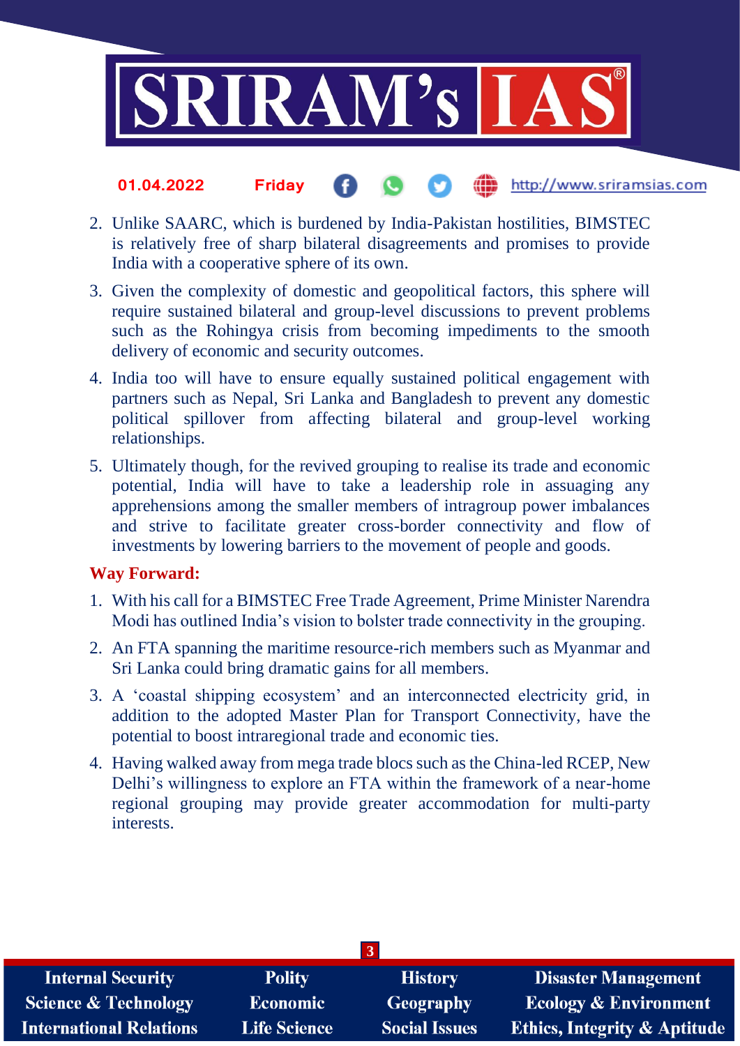2. Unlike SAARC, which is burdened by India-Pakistan hostilities, BIMSTEC is relatively free of sharp bilateral disagreements and promises to provide India with a cooperative sphere of its own.
3. Given the complexity of domestic and geopolitical factors, this sphere will require sustained bilateral and group-level discussions to prevent problems such as the Rohingya crisis from becoming impediments to the smooth delivery of economic and security outcomes.
4. India too will have to ensure equally sustained political engagement with partners such as Nepal, Sri Lanka and Bangladesh to prevent any domestic political spillover from affecting bilateral and group-level working relationships.
5. Ultimately though, for the revived grouping to realise its trade and economic potential, India will have to take a leadership role in assuaging any apprehensions among the smaller members of intragroup power imbalances and strive to facilitate greater cross-border connectivity and flow of investments by lowering barriers to the movement of people and goods.

**Way Forward:**

1. With his call for a BIMSTEC Free Trade Agreement, Prime Minister Narendra Modi has outlined India's vision to bolster trade connectivity in the grouping.
2. An FTA spanning the maritime resource-rich members such as Myanmar and Sri Lanka could bring dramatic gains for all members.
3. A 'coastal shipping ecosystem' and an interconnected electricity grid, in addition to the adopted Master Plan for Transport Connectivity, have the potential to boost intraregional trade and economic ties.
4. Having walked away from mega trade blocs such as the China-led RCEP, New Delhi's willingness to explore an FTA within the framework of a near-home regional grouping may provide greater accommodation for multi-party interests.